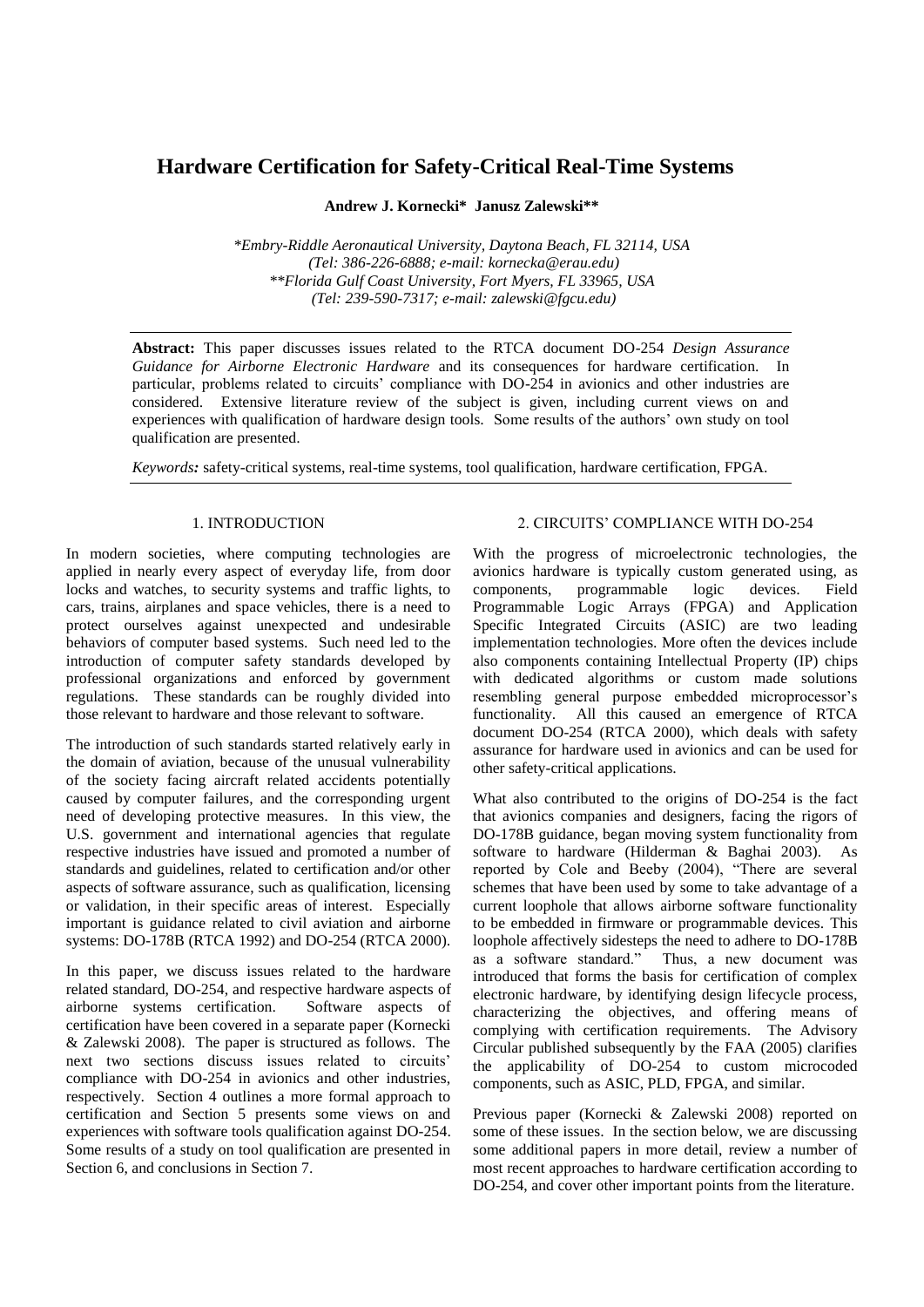# Hardware Certification for Safety-Critical Real-Time Systems

**Andrew J. Kornecki\* Janusz Zalewski\*\***

*\*Embry-Riddle Aeronautical University, Daytona Beach, FL 32114, USA (Tel: 386-226-6888; e-mail: kornecka@erau.edu)*
*\*\*Florida Gulf Coast University, Fort Myers, FL 33965, USA (Tel: 239-590-7317; e-mail: zalewski@fgcu.edu)*

**Abstract:** This paper discusses issues related to the RTCA document DO-254 *Design Assurance Guidance for Airborne Electronic Hardware* and its consequences for hardware certification. In particular, problems related to circuits' compliance with DO-254 in avionics and other industries are considered. Extensive literature review of the subject is given, including current views on and experiences with qualification of hardware design tools. Some results of the authors' own study on tool qualification are presented.

*Keywords:* safety-critical systems, real-time systems, tool qualification, hardware certification, FPGA.

## 1. INTRODUCTION

In modern societies, where computing technologies are applied in nearly every aspect of everyday life, from door locks and watches, to security systems and traffic lights, to cars, trains, airplanes and space vehicles, there is a need to protect ourselves against unexpected and undesirable behaviors of computer based systems. Such need led to the introduction of computer safety standards developed by professional organizations and enforced by government regulations. These standards can be roughly divided into those relevant to hardware and those relevant to software.

The introduction of such standards started relatively early in the domain of aviation, because of the unusual vulnerability of the society facing aircraft related accidents potentially caused by computer failures, and the corresponding urgent need of developing protective measures. In this view, the U.S. government and international agencies that regulate respective industries have issued and promoted a number of standards and guidelines, related to certification and/or other aspects of software assurance, such as qualification, licensing or validation, in their specific areas of interest. Especially important is guidance related to civil aviation and airborne systems: DO-178B (RTCA 1992) and DO-254 (RTCA 2000).

In this paper, we discuss issues related to the hardware related standard, DO-254, and respective hardware aspects of airborne systems certification. Software aspects of certification have been covered in a separate paper (Kornecki & Zalewski 2008). The paper is structured as follows. The next two sections discuss issues related to circuits' compliance with DO-254 in avionics and other industries, respectively. Section 4 outlines a more formal approach to certification and Section 5 presents some views on and experiences with software tools qualification against DO-254. Some results of a study on tool qualification are presented in Section 6, and conclusions in Section 7.

## 2. CIRCUITS' COMPLIANCE WITH DO-254

With the progress of microelectronic technologies, the avionics hardware is typically custom generated using, as components, programmable logic devices. Field Programmable Logic Arrays (FPGA) and Application Specific Integrated Circuits (ASIC) are two leading implementation technologies. More often the devices include also components containing Intellectual Property (IP) chips with dedicated algorithms or custom made solutions resembling general purpose embedded microprocessor's functionality. All this caused an emergence of RTCA document DO-254 (RTCA 2000), which deals with safety assurance for hardware used in avionics and can be used for other safety-critical applications.

What also contributed to the origins of DO-254 is the fact that avionics companies and designers, facing the rigors of DO-178B guidance, began moving system functionality from software to hardware (Hilderman & Baghai 2003). As reported by Cole and Beeby (2004), "There are several schemes that have been used by some to take advantage of a current loophole that allows airborne software functionality to be embedded in firmware or programmable devices. This loophole affectively sidesteps the need to adhere to DO-178B as a software standard." Thus, a new document was introduced that forms the basis for certification of complex electronic hardware, by identifying design lifecycle process, characterizing the objectives, and offering means of complying with certification requirements. The Advisory Circular published subsequently by the FAA (2005) clarifies the applicability of DO-254 to custom microcoded components, such as ASIC, PLD, FPGA, and similar.

Previous paper (Kornecki & Zalewski 2008) reported on some of these issues. In the section below, we are discussing some additional papers in more detail, review a number of most recent approaches to hardware certification according to DO-254, and cover other important points from the literature.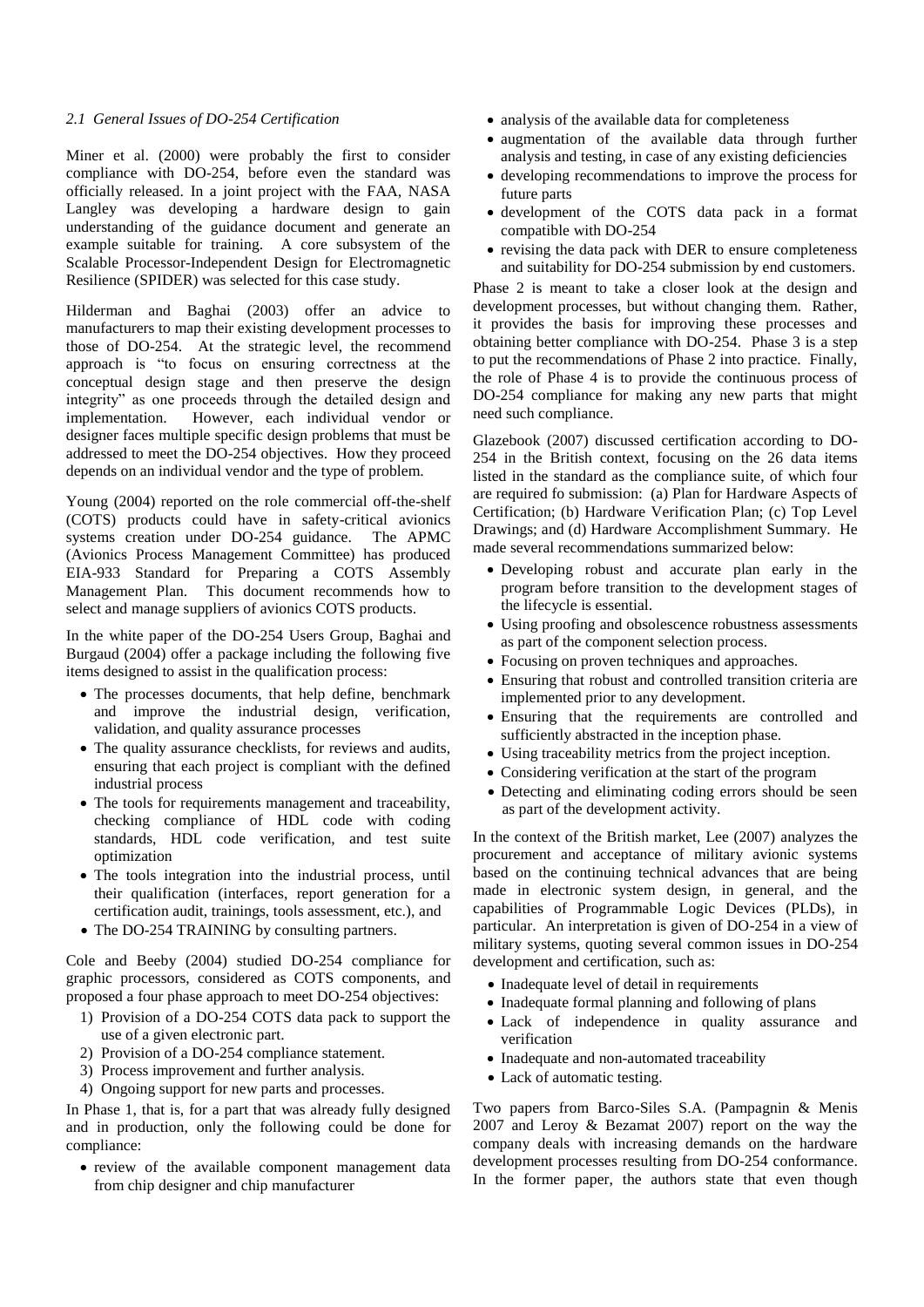### *2.1 General Issues of DO-254 Certification*

Miner et al. (2000) were probably the first to consider compliance with DO-254, before even the standard was officially released. In a joint project with the FAA, NASA Langley was developing a hardware design to gain understanding of the guidance document and generate an example suitable for training. A core subsystem of the Scalable Processor-Independent Design for Electromagnetic Resilience (SPIDER) was selected for this case study.

Hilderman and Baghai (2003) offer an advice to manufacturers to map their existing development processes to those of DO-254. At the strategic level, the recommend approach is "to focus on ensuring correctness at the conceptual design stage and then preserve the design integrity" as one proceeds through the detailed design and implementation. However, each individual vendor or designer faces multiple specific design problems that must be addressed to meet the DO-254 objectives. How they proceed depends on an individual vendor and the type of problem.

Young (2004) reported on the role commercial off-the-shelf (COTS) products could have in safety-critical avionics systems creation under DO-254 guidance. The APMC (Avionics Process Management Committee) has produced EIA-933 Standard for Preparing a COTS Assembly Management Plan. This document recommends how to select and manage suppliers of avionics COTS products.

In the white paper of the DO-254 Users Group, Baghai and Burgaud (2004) offer a package including the following five items designed to assist in the qualification process:

- The processes documents, that help define, benchmark and improve the industrial design, verification, validation, and quality assurance processes
- The quality assurance checklists, for reviews and audits, ensuring that each project is compliant with the defined industrial process
- The tools for requirements management and traceability, checking compliance of HDL code with coding standards, HDL code verification, and test suite optimization
- The tools integration into the industrial process, until their qualification (interfaces, report generation for a certification audit, trainings, tools assessment, etc.), and
- The DO-254 TRAINING by consulting partners.

Cole and Beeby (2004) studied DO-254 compliance for graphic processors, considered as COTS components, and proposed a four phase approach to meet DO-254 objectives:

1) Provision of a DO-254 COTS data pack to support the use of a given electronic part.
2) Provision of a DO-254 compliance statement.
3) Process improvement and further analysis.
4) Ongoing support for new parts and processes.

In Phase 1, that is, for a part that was already fully designed and in production, only the following could be done for compliance:

- review of the available component management data from chip designer and chip manufacturer
- analysis of the available data for completeness
- augmentation of the available data through further analysis and testing, in case of any existing deficiencies
- developing recommendations to improve the process for future parts
- development of the COTS data pack in a format compatible with DO-254
- revising the data pack with DER to ensure completeness and suitability for DO-254 submission by end customers.

Phase 2 is meant to take a closer look at the design and development processes, but without changing them. Rather, it provides the basis for improving these processes and obtaining better compliance with DO-254. Phase 3 is a step to put the recommendations of Phase 2 into practice. Finally, the role of Phase 4 is to provide the continuous process of DO-254 compliance for making any new parts that might need such compliance.

Glazebook (2007) discussed certification according to DO-254 in the British context, focusing on the 26 data items listed in the standard as the compliance suite, of which four are required fo submission: (a) Plan for Hardware Aspects of Certification; (b) Hardware Verification Plan; (c) Top Level Drawings; and (d) Hardware Accomplishment Summary. He made several recommendations summarized below:

- Developing robust and accurate plan early in the program before transition to the development stages of the lifecycle is essential.
- Using proofing and obsolescence robustness assessments as part of the component selection process.
- Focusing on proven techniques and approaches.
- Ensuring that robust and controlled transition criteria are implemented prior to any development.
- Ensuring that the requirements are controlled and sufficiently abstracted in the inception phase.
- Using traceability metrics from the project inception.
- Considering verification at the start of the program
- Detecting and eliminating coding errors should be seen as part of the development activity.

In the context of the British market, Lee (2007) analyzes the procurement and acceptance of military avionic systems based on the continuing technical advances that are being made in electronic system design, in general, and the capabilities of Programmable Logic Devices (PLDs), in particular. An interpretation is given of DO-254 in a view of military systems, quoting several common issues in DO-254 development and certification, such as:

- Inadequate level of detail in requirements
- Inadequate formal planning and following of plans
- Lack of independence in quality assurance and verification
- Inadequate and non-automated traceability
- Lack of automatic testing.

Two papers from Barco-Siles S.A. (Pampagnin & Menis 2007 and Leroy & Bezamat 2007) report on the way the company deals with increasing demands on the hardware development processes resulting from DO-254 conformance. In the former paper, the authors state that even though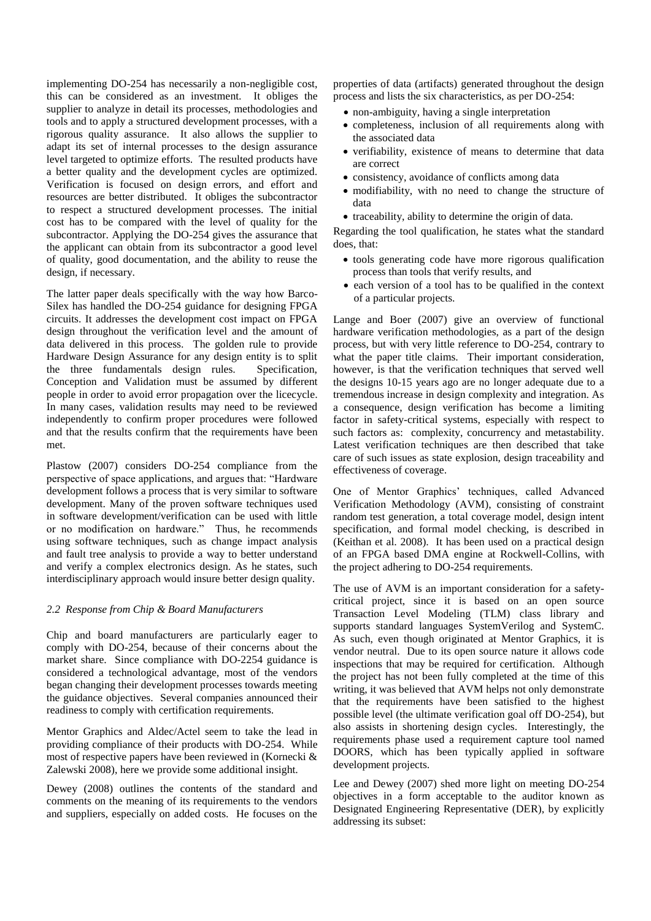implementing DO-254 has necessarily a non-negligible cost, this can be considered as an investment. It obliges the supplier to analyze in detail its processes, methodologies and tools and to apply a structured development processes, with a rigorous quality assurance. It also allows the supplier to adapt its set of internal processes to the design assurance level targeted to optimize efforts. The resulted products have a better quality and the development cycles are optimized. Verification is focused on design errors, and effort and resources are better distributed. It obliges the subcontractor to respect a structured development processes. The initial cost has to be compared with the level of quality for the subcontractor. Applying the DO-254 gives the assurance that the applicant can obtain from its subcontractor a good level of quality, good documentation, and the ability to reuse the design, if necessary.

The latter paper deals specifically with the way how Barco-Silex has handled the DO-254 guidance for designing FPGA circuits. It addresses the development cost impact on FPGA design throughout the verification level and the amount of data delivered in this process. The golden rule to provide Hardware Design Assurance for any design entity is to split the three fundamentals design rules. Specification, Conception and Validation must be assumed by different people in order to avoid error propagation over the licecycle. In many cases, validation results may need to be reviewed independently to confirm proper procedures were followed and that the results confirm that the requirements have been met.

Plastow (2007) considers DO-254 compliance from the perspective of space applications, and argues that: "Hardware development follows a process that is very similar to software development. Many of the proven software techniques used in software development/verification can be used with little or no modification on hardware." Thus, he recommends using software techniques, such as change impact analysis and fault tree analysis to provide a way to better understand and verify a complex electronics design. As he states, such interdisciplinary approach would insure better design quality.

### *2.2 Response from Chip & Board Manufacturers*

Chip and board manufacturers are particularly eager to comply with DO-254, because of their concerns about the market share. Since compliance with DO-2254 guidance is considered a technological advantage, most of the vendors began changing their development processes towards meeting the guidance objectives. Several companies announced their readiness to comply with certification requirements.

Mentor Graphics and Aldec/Actel seem to take the lead in providing compliance of their products with DO-254. While most of respective papers have been reviewed in (Kornecki & Zalewski 2008), here we provide some additional insight.

Dewey (2008) outlines the contents of the standard and comments on the meaning of its requirements to the vendors and suppliers, especially on added costs. He focuses on the properties of data (artifacts) generated throughout the design process and lists the six characteristics, as per DO-254:

- non-ambiguity, having a single interpretation
- completeness, inclusion of all requirements along with the associated data
- verifiability, existence of means to determine that data are correct
- consistency, avoidance of conflicts among data
- modifiability, with no need to change the structure of data
- traceability, ability to determine the origin of data.

Regarding the tool qualification, he states what the standard does, that:

- tools generating code have more rigorous qualification process than tools that verify results, and
- each version of a tool has to be qualified in the context of a particular projects.

Lange and Boer (2007) give an overview of functional hardware verification methodologies, as a part of the design process, but with very little reference to DO-254, contrary to what the paper title claims. Their important consideration, however, is that the verification techniques that served well the designs 10-15 years ago are no longer adequate due to a tremendous increase in design complexity and integration. As a consequence, design verification has become a limiting factor in safety-critical systems, especially with respect to such factors as: complexity, concurrency and metastability. Latest verification techniques are then described that take care of such issues as state explosion, design traceability and effectiveness of coverage.

One of Mentor Graphics' techniques, called Advanced Verification Methodology (AVM), consisting of constraint random test generation, a total coverage model, design intent specification, and formal model checking, is described in (Keithan et al. 2008). It has been used on a practical design of an FPGA based DMA engine at Rockwell-Collins, with the project adhering to DO-254 requirements.

The use of AVM is an important consideration for a safety-critical project, since it is based on an open source Transaction Level Modeling (TLM) class library and supports standard languages SystemVerilog and SystemC. As such, even though originated at Mentor Graphics, it is vendor neutral. Due to its open source nature it allows code inspections that may be required for certification. Although the project has not been fully completed at the time of this writing, it was believed that AVM helps not only demonstrate that the requirements have been satisfied to the highest possible level (the ultimate verification goal off DO-254), but also assists in shortening design cycles. Interestingly, the requirements phase used a requirement capture tool named DOORS, which has been typically applied in software development projects.

Lee and Dewey (2007) shed more light on meeting DO-254 objectives in a form acceptable to the auditor known as Designated Engineering Representative (DER), by explicitly addressing its subset: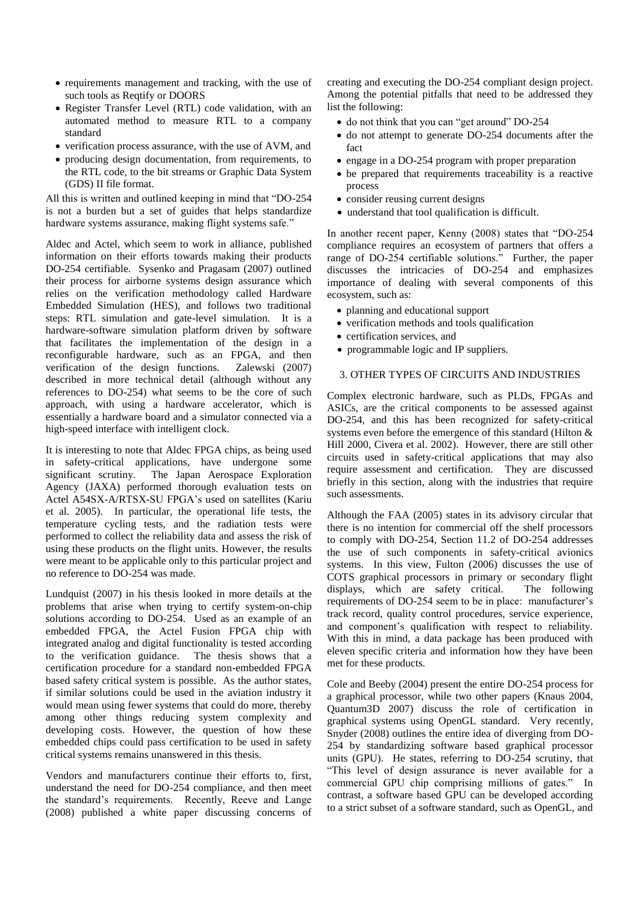- requirements management and tracking, with the use of such tools as Reqtify or DOORS
- Register Transfer Level (RTL) code validation, with an automated method to measure RTL to a company standard
- verification process assurance, with the use of AVM, and
- producing design documentation, from requirements, to the RTL code, to the bit streams or Graphic Data System (GDS) II file format.

All this is written and outlined keeping in mind that "DO-254 is not a burden but a set of guides that helps standardize hardware systems assurance, making flight systems safe."

Aldec and Actel, which seem to work in alliance, published information on their efforts towards making their products DO-254 certifiable. Sysenko and Pragasam (2007) outlined their process for airborne systems design assurance which relies on the verification methodology called Hardware Embedded Simulation (HES), and follows two traditional steps: RTL simulation and gate-level simulation. It is a hardware-software simulation platform driven by software that facilitates the implementation of the design in a reconfigurable hardware, such as an FPGA, and then verification of the design functions. Zalewski (2007) described in more technical detail (although without any references to DO-254) what seems to be the core of such approach, with using a hardware accelerator, which is essentially a hardware board and a simulator connected via a high-speed interface with intelligent clock.

It is interesting to note that Aldec FPGA chips, as being used in safety-critical applications, have undergone some significant scrutiny. The Japan Aerospace Exploration Agency (JAXA) performed thorough evaluation tests on Actel A54SX-A/RTSX-SU FPGA's used on satellites (Kariu et al. 2005). In particular, the operational life tests, the temperature cycling tests, and the radiation tests were performed to collect the reliability data and assess the risk of using these products on the flight units. However, the results were meant to be applicable only to this particular project and no reference to DO-254 was made.

Lundquist (2007) in his thesis looked in more details at the problems that arise when trying to certify system-on-chip solutions according to DO-254. Used as an example of an embedded FPGA, the Actel Fusion FPGA chip with integrated analog and digital functionality is tested according to the verification guidance. The thesis shows that a certification procedure for a standard non-embedded FPGA based safety critical system is possible. As the author states, if similar solutions could be used in the aviation industry it would mean using fewer systems that could do more, thereby among other things reducing system complexity and developing costs. However, the question of how these embedded chips could pass certification to be used in safety critical systems remains unanswered in this thesis.

Vendors and manufacturers continue their efforts to, first, understand the need for DO-254 compliance, and then meet the standard's requirements. Recently, Reeve and Lange (2008) published a white paper discussing concerns of creating and executing the DO-254 compliant design project. Among the potential pitfalls that need to be addressed they list the following:

- do not think that you can "get around" DO-254
- do not attempt to generate DO-254 documents after the fact
- engage in a DO-254 program with proper preparation
- be prepared that requirements traceability is a reactive process
- consider reusing current designs
- understand that tool qualification is difficult.

In another recent paper, Kenny (2008) states that "DO-254 compliance requires an ecosystem of partners that offers a range of DO-254 certifiable solutions." Further, the paper discusses the intricacies of DO-254 and emphasizes importance of dealing with several components of this ecosystem, such as:

- planning and educational support
- verification methods and tools qualification
- certification services, and
- programmable logic and IP suppliers.

## 3. OTHER TYPES OF CIRCUITS AND INDUSTRIES

Complex electronic hardware, such as PLDs, FPGAs and ASICs, are the critical components to be assessed against DO-254, and this has been recognized for safety-critical systems even before the emergence of this standard (Hilton & Hill 2000, Civera et al. 2002). However, there are still other circuits used in safety-critical applications that may also require assessment and certification. They are discussed briefly in this section, along with the industries that require such assessments.

Although the FAA (2005) states in its advisory circular that there is no intention for commercial off the shelf processors to comply with DO-254, Section 11.2 of DO-254 addresses the use of such components in safety-critical avionics systems. In this view, Fulton (2006) discusses the use of COTS graphical processors in primary or secondary flight displays, which are safety critical. The following requirements of DO-254 seem to be in place: manufacturer's track record, quality control procedures, service experience, and component's qualification with respect to reliability. With this in mind, a data package has been produced with eleven specific criteria and information how they have been met for these products.

Cole and Beeby (2004) present the entire DO-254 process for a graphical processor, while two other papers (Knaus 2004, Quantum3D 2007) discuss the role of certification in graphical systems using OpenGL standard. Very recently, Snyder (2008) outlines the entire idea of diverging from DO-254 by standardizing software based graphical processor units (GPU). He states, referring to DO-254 scrutiny, that "This level of design assurance is never available for a commercial GPU chip comprising millions of gates." In contrast, a software based GPU can be developed according to a strict subset of a software standard, such as OpenGL, and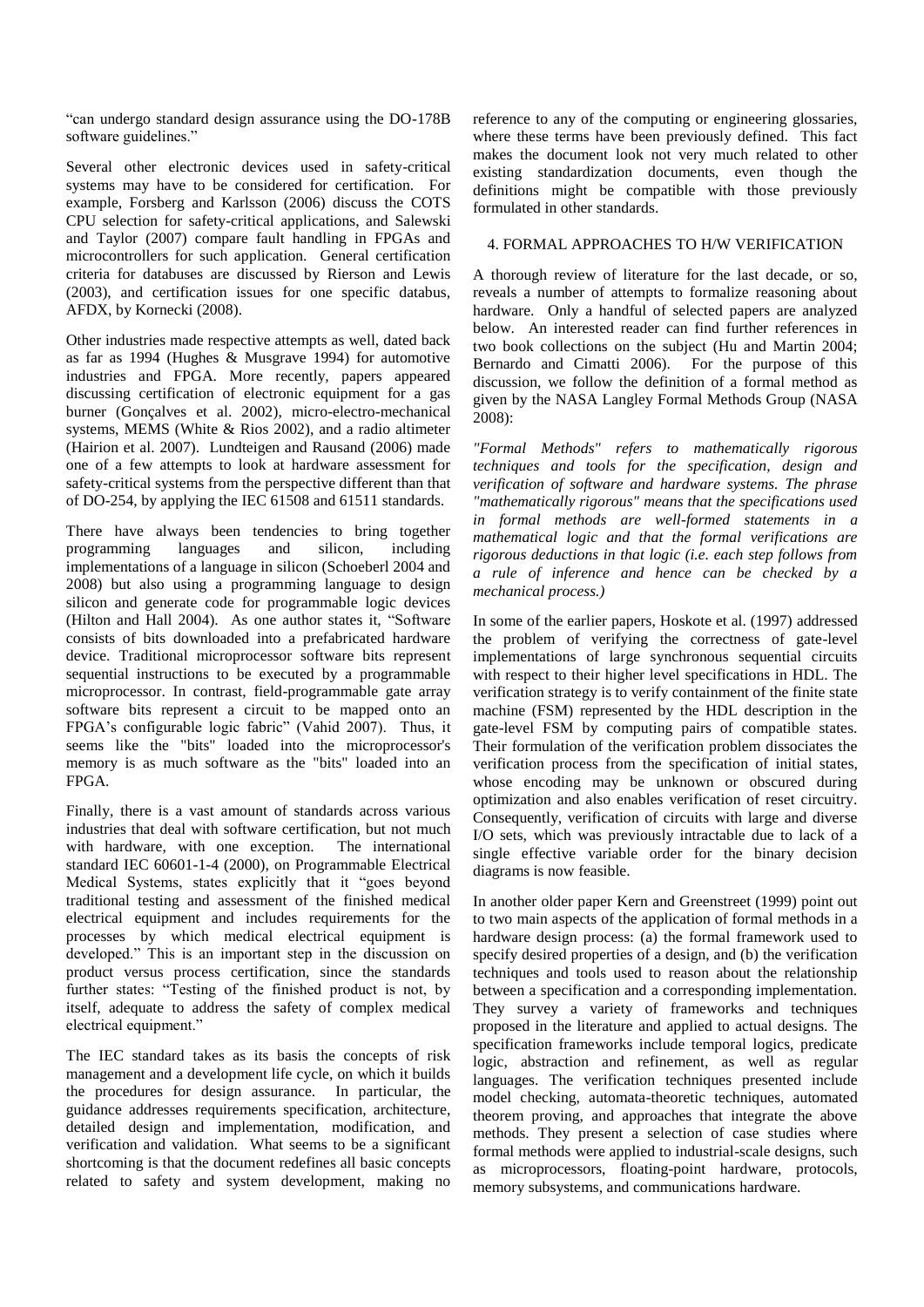"can undergo standard design assurance using the DO-178B software guidelines."

Several other electronic devices used in safety-critical systems may have to be considered for certification. For example, Forsberg and Karlsson (2006) discuss the COTS CPU selection for safety-critical applications, and Salewski and Taylor (2007) compare fault handling in FPGAs and microcontrollers for such application. General certification criteria for databuses are discussed by Rierson and Lewis (2003), and certification issues for one specific databus, AFDX, by Kornecki (2008).

Other industries made respective attempts as well, dated back as far as 1994 (Hughes & Musgrave 1994) for automotive industries and FPGA. More recently, papers appeared discussing certification of electronic equipment for a gas burner (Gonçalves et al. 2002), micro-electro-mechanical systems, MEMS (White & Rios 2002), and a radio altimeter (Hairion et al. 2007). Lundteigen and Rausand (2006) made one of a few attempts to look at hardware assessment for safety-critical systems from the perspective different than that of DO-254, by applying the IEC 61508 and 61511 standards.

There have always been tendencies to bring together programming languages and silicon, including implementations of a language in silicon (Schoeberl 2004 and 2008) but also using a programming language to design silicon and generate code for programmable logic devices (Hilton and Hall 2004). As one author states it, "Software consists of bits downloaded into a prefabricated hardware device. Traditional microprocessor software bits represent sequential instructions to be executed by a programmable microprocessor. In contrast, field-programmable gate array software bits represent a circuit to be mapped onto an FPGA's configurable logic fabric" (Vahid 2007). Thus, it seems like the "bits" loaded into the microprocessor's memory is as much software as the "bits" loaded into an FPGA.

Finally, there is a vast amount of standards across various industries that deal with software certification, but not much with hardware, with one exception. The international standard IEC 60601-1-4 (2000), on Programmable Electrical Medical Systems, states explicitly that it "goes beyond traditional testing and assessment of the finished medical electrical equipment and includes requirements for the processes by which medical electrical equipment is developed." This is an important step in the discussion on product versus process certification, since the standards further states: "Testing of the finished product is not, by itself, adequate to address the safety of complex medical electrical equipment."

The IEC standard takes as its basis the concepts of risk management and a development life cycle, on which it builds the procedures for design assurance. In particular, the guidance addresses requirements specification, architecture, detailed design and implementation, modification, and verification and validation. What seems to be a significant shortcoming is that the document redefines all basic concepts related to safety and system development, making no reference to any of the computing or engineering glossaries, where these terms have been previously defined. This fact makes the document look not very much related to other existing standardization documents, even though the definitions might be compatible with those previously formulated in other standards.

## 4. FORMAL APPROACHES TO H/W VERIFICATION

A thorough review of literature for the last decade, or so, reveals a number of attempts to formalize reasoning about hardware. Only a handful of selected papers are analyzed below. An interested reader can find further references in two book collections on the subject (Hu and Martin 2004; Bernardo and Cimatti 2006). For the purpose of this discussion, we follow the definition of a formal method as given by the NASA Langley Formal Methods Group (NASA 2008):

*"Formal Methods" refers to mathematically rigorous techniques and tools for the specification, design and verification of software and hardware systems. The phrase "mathematically rigorous" means that the specifications used in formal methods are well-formed statements in a mathematical logic and that the formal verifications are rigorous deductions in that logic (i.e. each step follows from a rule of inference and hence can be checked by a mechanical process.)*

In some of the earlier papers, Hoskote et al. (1997) addressed the problem of verifying the correctness of gate-level implementations of large synchronous sequential circuits with respect to their higher level specifications in HDL. The verification strategy is to verify containment of the finite state machine (FSM) represented by the HDL description in the gate-level FSM by computing pairs of compatible states. Their formulation of the verification problem dissociates the verification process from the specification of initial states, whose encoding may be unknown or obscured during optimization and also enables verification of reset circuitry. Consequently, verification of circuits with large and diverse I/O sets, which was previously intractable due to lack of a single effective variable order for the binary decision diagrams is now feasible.

In another older paper Kern and Greenstreet (1999) point out to two main aspects of the application of formal methods in a hardware design process: (a) the formal framework used to specify desired properties of a design, and (b) the verification techniques and tools used to reason about the relationship between a specification and a corresponding implementation. They survey a variety of frameworks and techniques proposed in the literature and applied to actual designs. The specification frameworks include temporal logics, predicate logic, abstraction and refinement, as well as regular languages. The verification techniques presented include model checking, automata-theoretic techniques, automated theorem proving, and approaches that integrate the above methods. They present a selection of case studies where formal methods were applied to industrial-scale designs, such as microprocessors, floating-point hardware, protocols, memory subsystems, and communications hardware.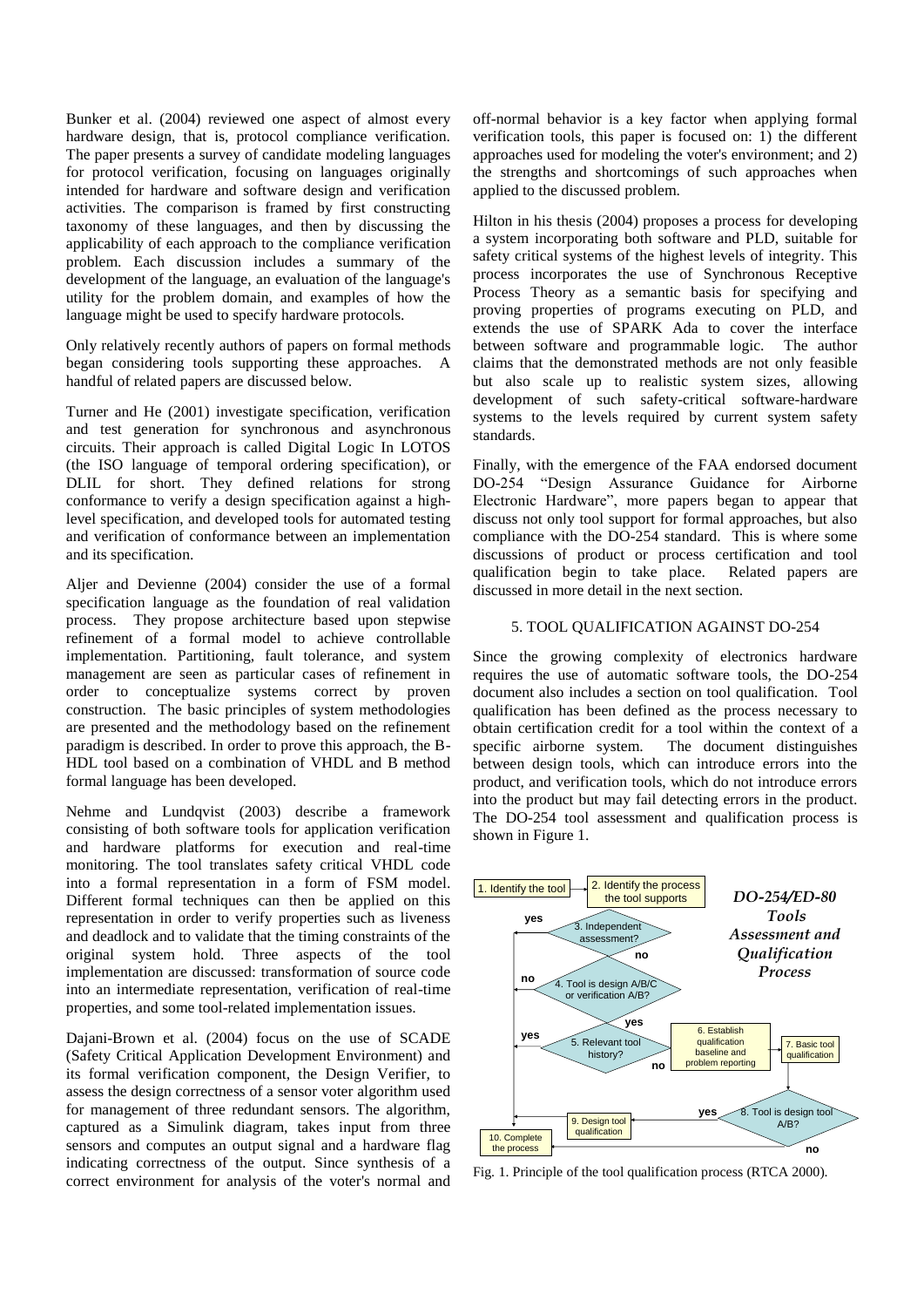Bunker et al. (2004) reviewed one aspect of almost every hardware design, that is, protocol compliance verification. The paper presents a survey of candidate modeling languages for protocol verification, focusing on languages originally intended for hardware and software design and verification activities. The comparison is framed by first constructing taxonomy of these languages, and then by discussing the applicability of each approach to the compliance verification problem. Each discussion includes a summary of the development of the language, an evaluation of the language's utility for the problem domain, and examples of how the language might be used to specify hardware protocols.

Only relatively recently authors of papers on formal methods began considering tools supporting these approaches. A handful of related papers are discussed below.

Turner and He (2001) investigate specification, verification and test generation for synchronous and asynchronous circuits. Their approach is called Digital Logic In LOTOS (the ISO language of temporal ordering specification), or DLIL for short. They defined relations for strong conformance to verify a design specification against a high-level specification, and developed tools for automated testing and verification of conformance between an implementation and its specification.

Aljer and Devienne (2004) consider the use of a formal specification language as the foundation of real validation process. They propose architecture based upon stepwise refinement of a formal model to achieve controllable implementation. Partitioning, fault tolerance, and system management are seen as particular cases of refinement in order to conceptualize systems correct by proven construction. The basic principles of system methodologies are presented and the methodology based on the refinement paradigm is described. In order to prove this approach, the B-HDL tool based on a combination of VHDL and B method formal language has been developed.

Nehme and Lundqvist (2003) describe a framework consisting of both software tools for application verification and hardware platforms for execution and real-time monitoring. The tool translates safety critical VHDL code into a formal representation in a form of FSM model. Different formal techniques can then be applied on this representation in order to verify properties such as liveness and deadlock and to validate that the timing constraints of the original system hold. Three aspects of the tool implementation are discussed: transformation of source code into an intermediate representation, verification of real-time properties, and some tool-related implementation issues.

Dajani-Brown et al. (2004) focus on the use of SCADE (Safety Critical Application Development Environment) and its formal verification component, the Design Verifier, to assess the design correctness of a sensor voter algorithm used for management of three redundant sensors. The algorithm, captured as a Simulink diagram, takes input from three sensors and computes an output signal and a hardware flag indicating correctness of the output. Since synthesis of a correct environment for analysis of the voter's normal and off-normal behavior is a key factor when applying formal verification tools, this paper is focused on: 1) the different approaches used for modeling the voter's environment; and 2) the strengths and shortcomings of such approaches when applied to the discussed problem.

Hilton in his thesis (2004) proposes a process for developing a system incorporating both software and PLD, suitable for safety critical systems of the highest levels of integrity. This process incorporates the use of Synchronous Receptive Process Theory as a semantic basis for specifying and proving properties of programs executing on PLD, and extends the use of SPARK Ada to cover the interface between software and programmable logic. The author claims that the demonstrated methods are not only feasible but also scale up to realistic system sizes, allowing development of such safety-critical software-hardware systems to the levels required by current system safety standards.

Finally, with the emergence of the FAA endorsed document DO-254 "Design Assurance Guidance for Airborne Electronic Hardware", more papers began to appear that discuss not only tool support for formal approaches, but also compliance with the DO-254 standard. This is where some discussions of product or process certification and tool qualification begin to take place. Related papers are discussed in more detail in the next section.

## 5. TOOL QUALIFICATION AGAINST DO-254

Since the growing complexity of electronics hardware requires the use of automatic software tools, the DO-254 document also includes a section on tool qualification. Tool qualification has been defined as the process necessary to obtain certification credit for a tool within the context of a specific airborne system. The document distinguishes between design tools, which can introduce errors into the product, and verification tools, which do not introduce errors into the product but may fail detecting errors in the product. The DO-254 tool assessment and qualification process is shown in Figure 1.

*DO-254/ED-80 Tools Assessment and Qualification Process*

1. Identify the tool → 2. Identify the process the tool supports → 3. Independent assessment? (yes → 10; no → 4) → 4. Tool is design A/B/C or verification A/B? (no → 10; yes → 5) → 5. Relevant tool history? (yes → 10; no → 6) → 6. Establish qualification baseline and problem reporting → 7. Basic tool qualification → 8. Tool is design tool A/B? (yes → 9. Design tool qualification → 10; no → 10) → 10. Complete the process

Fig. 1. Principle of the tool qualification process (RTCA 2000).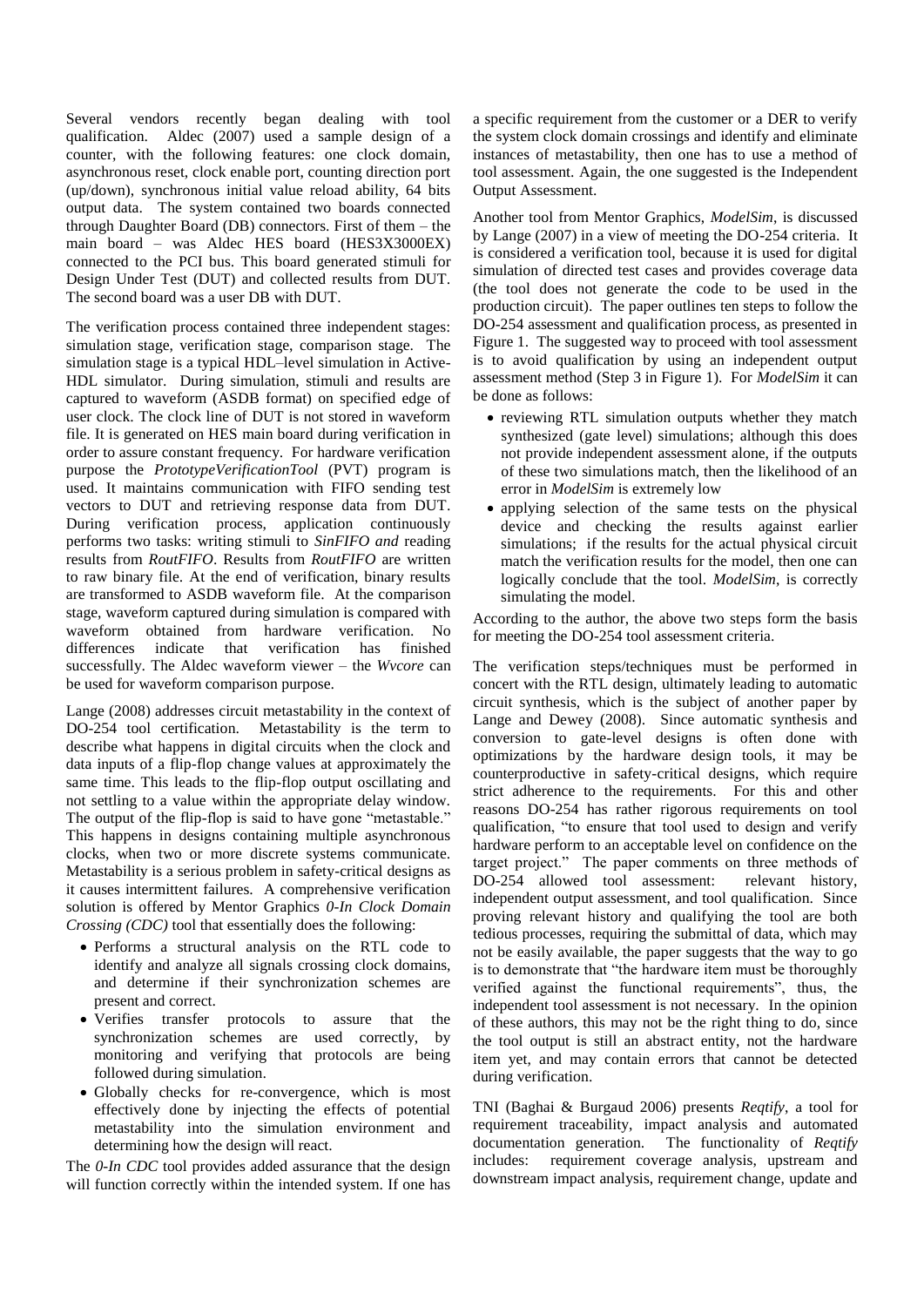Several vendors recently began dealing with tool qualification. Aldec (2007) used a sample design of a counter, with the following features: one clock domain, asynchronous reset, clock enable port, counting direction port (up/down), synchronous initial value reload ability, 64 bits output data. The system contained two boards connected through Daughter Board (DB) connectors. First of them – the main board – was Aldec HES board (HES3X3000EX) connected to the PCI bus. This board generated stimuli for Design Under Test (DUT) and collected results from DUT. The second board was a user DB with DUT.

The verification process contained three independent stages: simulation stage, verification stage, comparison stage. The simulation stage is a typical HDL–level simulation in Active-HDL simulator. During simulation, stimuli and results are captured to waveform (ASDB format) on specified edge of user clock. The clock line of DUT is not stored in waveform file. It is generated on HES main board during verification in order to assure constant frequency. For hardware verification purpose the *PrototypeVerificationTool* (PVT) program is used. It maintains communication with FIFO sending test vectors to DUT and retrieving response data from DUT. During verification process, application continuously performs two tasks: writing stimuli to *SinFIFO and* reading results from *RoutFIFO*. Results from *RoutFIFO* are written to raw binary file. At the end of verification, binary results are transformed to ASDB waveform file. At the comparison stage, waveform captured during simulation is compared with waveform obtained from hardware verification. No differences indicate that verification has finished successfully. The Aldec waveform viewer – the *Wvcore* can be used for waveform comparison purpose.

Lange (2008) addresses circuit metastability in the context of DO-254 tool certification. Metastability is the term to describe what happens in digital circuits when the clock and data inputs of a flip-flop change values at approximately the same time. This leads to the flip-flop output oscillating and not settling to a value within the appropriate delay window. The output of the flip-flop is said to have gone "metastable." This happens in designs containing multiple asynchronous clocks, when two or more discrete systems communicate. Metastability is a serious problem in safety-critical designs as it causes intermittent failures. A comprehensive verification solution is offered by Mentor Graphics *0-In Clock Domain Crossing (CDC)* tool that essentially does the following:

- Performs a structural analysis on the RTL code to identify and analyze all signals crossing clock domains, and determine if their synchronization schemes are present and correct.
- Verifies transfer protocols to assure that the synchronization schemes are used correctly, by monitoring and verifying that protocols are being followed during simulation.
- Globally checks for re-convergence, which is most effectively done by injecting the effects of potential metastability into the simulation environment and determining how the design will react.

The *0-In CDC* tool provides added assurance that the design will function correctly within the intended system. If one has a specific requirement from the customer or a DER to verify the system clock domain crossings and identify and eliminate instances of metastability, then one has to use a method of tool assessment. Again, the one suggested is the Independent Output Assessment.

Another tool from Mentor Graphics, *ModelSim*, is discussed by Lange (2007) in a view of meeting the DO-254 criteria. It is considered a verification tool, because it is used for digital simulation of directed test cases and provides coverage data (the tool does not generate the code to be used in the production circuit). The paper outlines ten steps to follow the DO-254 assessment and qualification process, as presented in Figure 1. The suggested way to proceed with tool assessment is to avoid qualification by using an independent output assessment method (Step 3 in Figure 1). For *ModelSim* it can be done as follows:

- reviewing RTL simulation outputs whether they match synthesized (gate level) simulations; although this does not provide independent assessment alone, if the outputs of these two simulations match, then the likelihood of an error in *ModelSim* is extremely low
- applying selection of the same tests on the physical device and checking the results against earlier simulations; if the results for the actual physical circuit match the verification results for the model, then one can logically conclude that the tool. *ModelSim*, is correctly simulating the model.

According to the author, the above two steps form the basis for meeting the DO-254 tool assessment criteria.

The verification steps/techniques must be performed in concert with the RTL design, ultimately leading to automatic circuit synthesis, which is the subject of another paper by Lange and Dewey (2008). Since automatic synthesis and conversion to gate-level designs is often done with optimizations by the hardware design tools, it may be counterproductive in safety-critical designs, which require strict adherence to the requirements. For this and other reasons DO-254 has rather rigorous requirements on tool qualification, "to ensure that tool used to design and verify hardware perform to an acceptable level on confidence on the target project." The paper comments on three methods of DO-254 allowed tool assessment: relevant history, independent output assessment, and tool qualification. Since proving relevant history and qualifying the tool are both tedious processes, requiring the submittal of data, which may not be easily available, the paper suggests that the way to go is to demonstrate that "the hardware item must be thoroughly verified against the functional requirements", thus, the independent tool assessment is not necessary. In the opinion of these authors, this may not be the right thing to do, since the tool output is still an abstract entity, not the hardware item yet, and may contain errors that cannot be detected during verification.

TNI (Baghai & Burgaud 2006) presents *Reqtify*, a tool for requirement traceability, impact analysis and automated documentation generation. The functionality of *Reqtify* includes: requirement coverage analysis, upstream and downstream impact analysis, requirement change, update and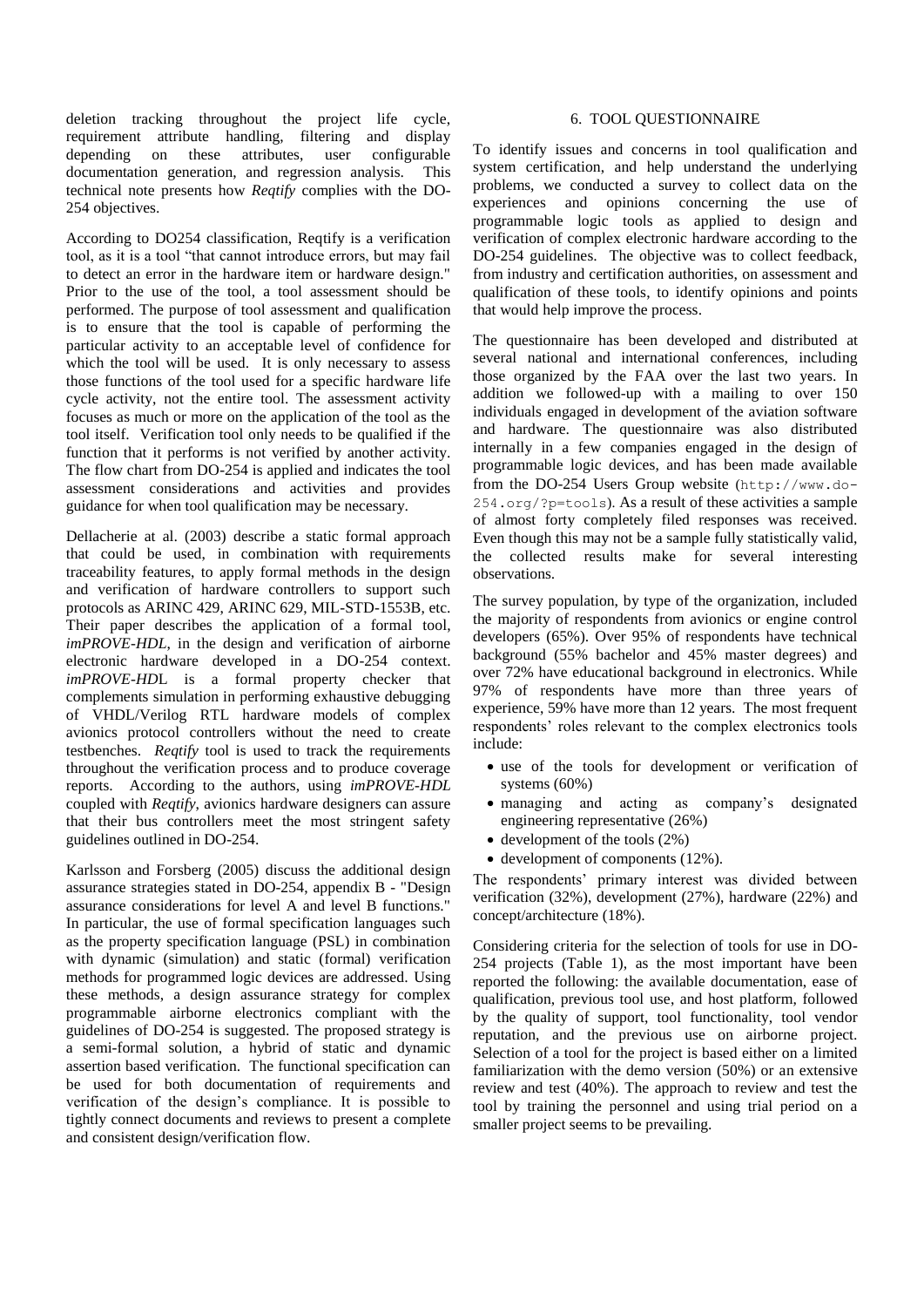deletion tracking throughout the project life cycle, requirement attribute handling, filtering and display depending on these attributes, user configurable documentation generation, and regression analysis. This technical note presents how *Reqtify* complies with the DO-254 objectives.

According to DO254 classification, Reqtify is a verification tool, as it is a tool "that cannot introduce errors, but may fail to detect an error in the hardware item or hardware design." Prior to the use of the tool, a tool assessment should be performed. The purpose of tool assessment and qualification is to ensure that the tool is capable of performing the particular activity to an acceptable level of confidence for which the tool will be used. It is only necessary to assess those functions of the tool used for a specific hardware life cycle activity, not the entire tool. The assessment activity focuses as much or more on the application of the tool as the tool itself. Verification tool only needs to be qualified if the function that it performs is not verified by another activity. The flow chart from DO-254 is applied and indicates the tool assessment considerations and activities and provides guidance for when tool qualification may be necessary.

Dellacherie at al. (2003) describe a static formal approach that could be used, in combination with requirements traceability features, to apply formal methods in the design and verification of hardware controllers to support such protocols as ARINC 429, ARINC 629, MIL-STD-1553B, etc. Their paper describes the application of a formal tool, *imPROVE-HDL*, in the design and verification of airborne electronic hardware developed in a DO-254 context. *imPROVE-HD*L is a formal property checker that complements simulation in performing exhaustive debugging of VHDL/Verilog RTL hardware models of complex avionics protocol controllers without the need to create testbenches. *Reqtify* tool is used to track the requirements throughout the verification process and to produce coverage reports. According to the authors, using *imPROVE-HDL* coupled with *Reqtify,* avionics hardware designers can assure that their bus controllers meet the most stringent safety guidelines outlined in DO-254.

Karlsson and Forsberg (2005) discuss the additional design assurance strategies stated in DO-254, appendix B - "Design assurance considerations for level A and level B functions." In particular, the use of formal specification languages such as the property specification language (PSL) in combination with dynamic (simulation) and static (formal) verification methods for programmed logic devices are addressed. Using these methods, a design assurance strategy for complex programmable airborne electronics compliant with the guidelines of DO-254 is suggested. The proposed strategy is a semi-formal solution, a hybrid of static and dynamic assertion based verification. The functional specification can be used for both documentation of requirements and verification of the design's compliance. It is possible to tightly connect documents and reviews to present a complete and consistent design/verification flow.

## 6. TOOL QUESTIONNAIRE

To identify issues and concerns in tool qualification and system certification, and help understand the underlying problems, we conducted a survey to collect data on the experiences and opinions concerning the use of programmable logic tools as applied to design and verification of complex electronic hardware according to the DO-254 guidelines. The objective was to collect feedback, from industry and certification authorities, on assessment and qualification of these tools, to identify opinions and points that would help improve the process.

The questionnaire has been developed and distributed at several national and international conferences, including those organized by the FAA over the last two years. In addition we followed-up with a mailing to over 150 individuals engaged in development of the aviation software and hardware. The questionnaire was also distributed internally in a few companies engaged in the design of programmable logic devices, and has been made available from the DO-254 Users Group website (`http://www.do-254.org/?p=tools`). As a result of these activities a sample of almost forty completely filed responses was received. Even though this may not be a sample fully statistically valid, the collected results make for several interesting observations.

The survey population, by type of the organization, included the majority of respondents from avionics or engine control developers (65%). Over 95% of respondents have technical background (55% bachelor and 45% master degrees) and over 72% have educational background in electronics. While 97% of respondents have more than three years of experience, 59% have more than 12 years. The most frequent respondents' roles relevant to the complex electronics tools include:

- use of the tools for development or verification of systems (60%)
- managing and acting as company's designated engineering representative (26%)
- development of the tools (2%)
- development of components (12%).

The respondents' primary interest was divided between verification (32%), development (27%), hardware (22%) and concept/architecture (18%).

Considering criteria for the selection of tools for use in DO-254 projects (Table 1), as the most important have been reported the following: the available documentation, ease of qualification, previous tool use, and host platform, followed by the quality of support, tool functionality, tool vendor reputation, and the previous use on airborne project. Selection of a tool for the project is based either on a limited familiarization with the demo version (50%) or an extensive review and test (40%). The approach to review and test the tool by training the personnel and using trial period on a smaller project seems to be prevailing.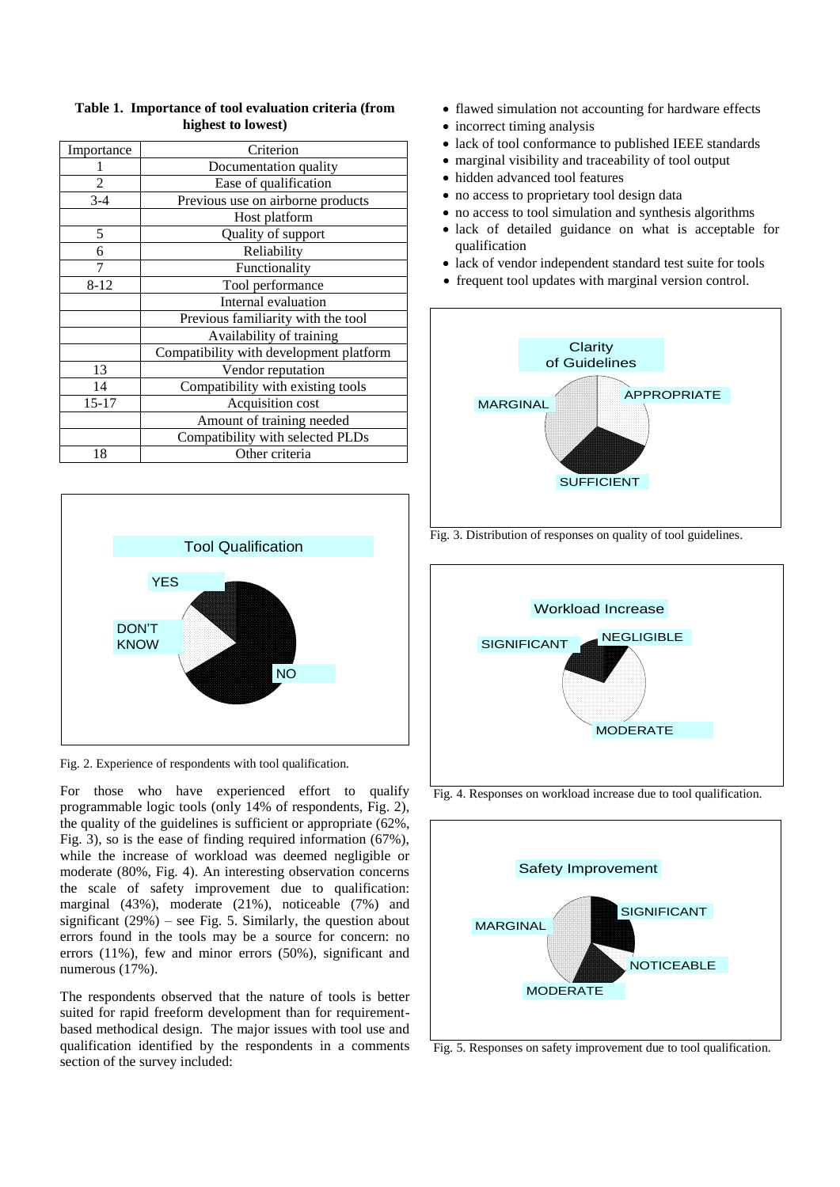**Table 1. Importance of tool evaluation criteria (from highest to lowest)**

| Importance | Criterion |
|---|---|
| 1 | Documentation quality |
| 2 | Ease of qualification |
| 3-4 | Previous use on airborne products |
| | Host platform |
| 5 | Quality of support |
| 6 | Reliability |
| 7 | Functionality |
| 8-12 | Tool performance |
| | Internal evaluation |
| | Previous familiarity with the tool |
| | Availability of training |
| | Compatibility with development platform |
| 13 | Vendor reputation |
| 14 | Compatibility with existing tools |
| 15-17 | Acquisition cost |
| | Amount of training needed |
| | Compatibility with selected PLDs |
| 18 | Other criteria |

Tool Qualification

YES

DON'T KNOW

NO

Fig. 2. Experience of respondents with tool qualification.

For those who have experienced effort to qualify programmable logic tools (only 14% of respondents, Fig. 2), the quality of the guidelines is sufficient or appropriate (62%, Fig. 3), so is the ease of finding required information (67%), while the increase of workload was deemed negligible or moderate (80%, Fig. 4). An interesting observation concerns the scale of safety improvement due to qualification: marginal (43%), moderate (21%), noticeable (7%) and significant (29%) – see Fig. 5. Similarly, the question about errors found in the tools may be a source for concern: no errors (11%), few and minor errors (50%), significant and numerous (17%).

The respondents observed that the nature of tools is better suited for rapid freeform development than for requirement-based methodical design. The major issues with tool use and qualification identified by the respondents in a comments section of the survey included:

- flawed simulation not accounting for hardware effects
- incorrect timing analysis
- lack of tool conformance to published IEEE standards
- marginal visibility and traceability of tool output
- hidden advanced tool features
- no access to proprietary tool design data
- no access to tool simulation and synthesis algorithms
- lack of detailed guidance on what is acceptable for qualification
- lack of vendor independent standard test suite for tools
- frequent tool updates with marginal version control.

Clarity of Guidelines

MARGINAL

APPROPRIATE

SUFFICIENT

Fig. 3. Distribution of responses on quality of tool guidelines.

Workload Increase

SIGNIFICANT

NEGLIGIBLE

MODERATE

Fig. 4. Responses on workload increase due to tool qualification.

Safety Improvement

MARGINAL

SIGNIFICANT

NOTICEABLE

MODERATE

Fig. 5. Responses on safety improvement due to tool qualification.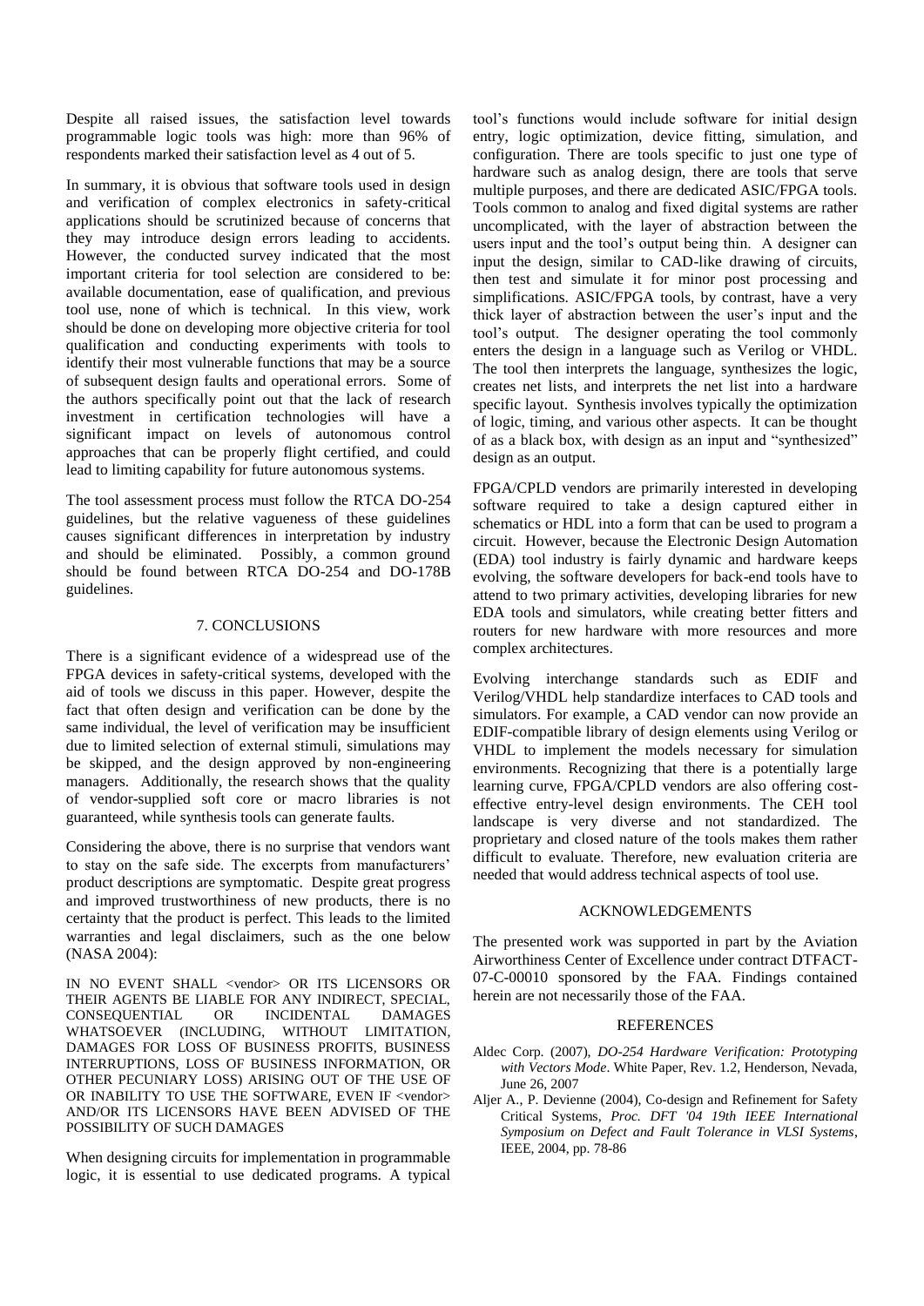Despite all raised issues, the satisfaction level towards programmable logic tools was high: more than 96% of respondents marked their satisfaction level as 4 out of 5.

In summary, it is obvious that software tools used in design and verification of complex electronics in safety-critical applications should be scrutinized because of concerns that they may introduce design errors leading to accidents. However, the conducted survey indicated that the most important criteria for tool selection are considered to be: available documentation, ease of qualification, and previous tool use, none of which is technical. In this view, work should be done on developing more objective criteria for tool qualification and conducting experiments with tools to identify their most vulnerable functions that may be a source of subsequent design faults and operational errors. Some of the authors specifically point out that the lack of research investment in certification technologies will have a significant impact on levels of autonomous control approaches that can be properly flight certified, and could lead to limiting capability for future autonomous systems.

The tool assessment process must follow the RTCA DO-254 guidelines, but the relative vagueness of these guidelines causes significant differences in interpretation by industry and should be eliminated. Possibly, a common ground should be found between RTCA DO-254 and DO-178B guidelines.

## 7. CONCLUSIONS

There is a significant evidence of a widespread use of the FPGA devices in safety-critical systems, developed with the aid of tools we discuss in this paper. However, despite the fact that often design and verification can be done by the same individual, the level of verification may be insufficient due to limited selection of external stimuli, simulations may be skipped, and the design approved by non-engineering managers. Additionally, the research shows that the quality of vendor-supplied soft core or macro libraries is not guaranteed, while synthesis tools can generate faults.

Considering the above, there is no surprise that vendors want to stay on the safe side. The excerpts from manufacturers' product descriptions are symptomatic. Despite great progress and improved trustworthiness of new products, there is no certainty that the product is perfect. This leads to the limited warranties and legal disclaimers, such as the one below (NASA 2004):

IN NO EVENT SHALL <vendor> OR ITS LICENSORS OR THEIR AGENTS BE LIABLE FOR ANY INDIRECT, SPECIAL, CONSEQUENTIAL OR INCIDENTAL DAMAGES WHATSOEVER (INCLUDING, WITHOUT LIMITATION, DAMAGES FOR LOSS OF BUSINESS PROFITS, BUSINESS INTERRUPTIONS, LOSS OF BUSINESS INFORMATION, OR OTHER PECUNIARY LOSS) ARISING OUT OF THE USE OF OR INABILITY TO USE THE SOFTWARE, EVEN IF <vendor> AND/OR ITS LICENSORS HAVE BEEN ADVISED OF THE POSSIBILITY OF SUCH DAMAGES

When designing circuits for implementation in programmable logic, it is essential to use dedicated programs. A typical tool's functions would include software for initial design entry, logic optimization, device fitting, simulation, and configuration. There are tools specific to just one type of hardware such as analog design, there are tools that serve multiple purposes, and there are dedicated ASIC/FPGA tools. Tools common to analog and fixed digital systems are rather uncomplicated, with the layer of abstraction between the users input and the tool's output being thin. A designer can input the design, similar to CAD-like drawing of circuits, then test and simulate it for minor post processing and simplifications. ASIC/FPGA tools, by contrast, have a very thick layer of abstraction between the user's input and the tool's output. The designer operating the tool commonly enters the design in a language such as Verilog or VHDL. The tool then interprets the language, synthesizes the logic, creates net lists, and interprets the net list into a hardware specific layout. Synthesis involves typically the optimization of logic, timing, and various other aspects. It can be thought of as a black box, with design as an input and "synthesized" design as an output.

FPGA/CPLD vendors are primarily interested in developing software required to take a design captured either in schematics or HDL into a form that can be used to program a circuit. However, because the Electronic Design Automation (EDA) tool industry is fairly dynamic and hardware keeps evolving, the software developers for back-end tools have to attend to two primary activities, developing libraries for new EDA tools and simulators, while creating better fitters and routers for new hardware with more resources and more complex architectures.

Evolving interchange standards such as EDIF and Verilog/VHDL help standardize interfaces to CAD tools and simulators. For example, a CAD vendor can now provide an EDIF-compatible library of design elements using Verilog or VHDL to implement the models necessary for simulation environments. Recognizing that there is a potentially large learning curve, FPGA/CPLD vendors are also offering cost-effective entry-level design environments. The CEH tool landscape is very diverse and not standardized. The proprietary and closed nature of the tools makes them rather difficult to evaluate. Therefore, new evaluation criteria are needed that would address technical aspects of tool use.

## ACKNOWLEDGEMENTS

The presented work was supported in part by the Aviation Airworthiness Center of Excellence under contract DTFACT-07-C-00010 sponsored by the FAA. Findings contained herein are not necessarily those of the FAA.

## REFERENCES

Aldec Corp. (2007), *DO-254 Hardware Verification: Prototyping with Vectors Mode*. White Paper, Rev. 1.2, Henderson, Nevada, June 26, 2007

Aljer A., P. Devienne (2004), Co-design and Refinement for Safety Critical Systems, *Proc. DFT '04 19th IEEE International Symposium on Defect and Fault Tolerance in VLSI Systems*, IEEE, 2004, pp. 78-86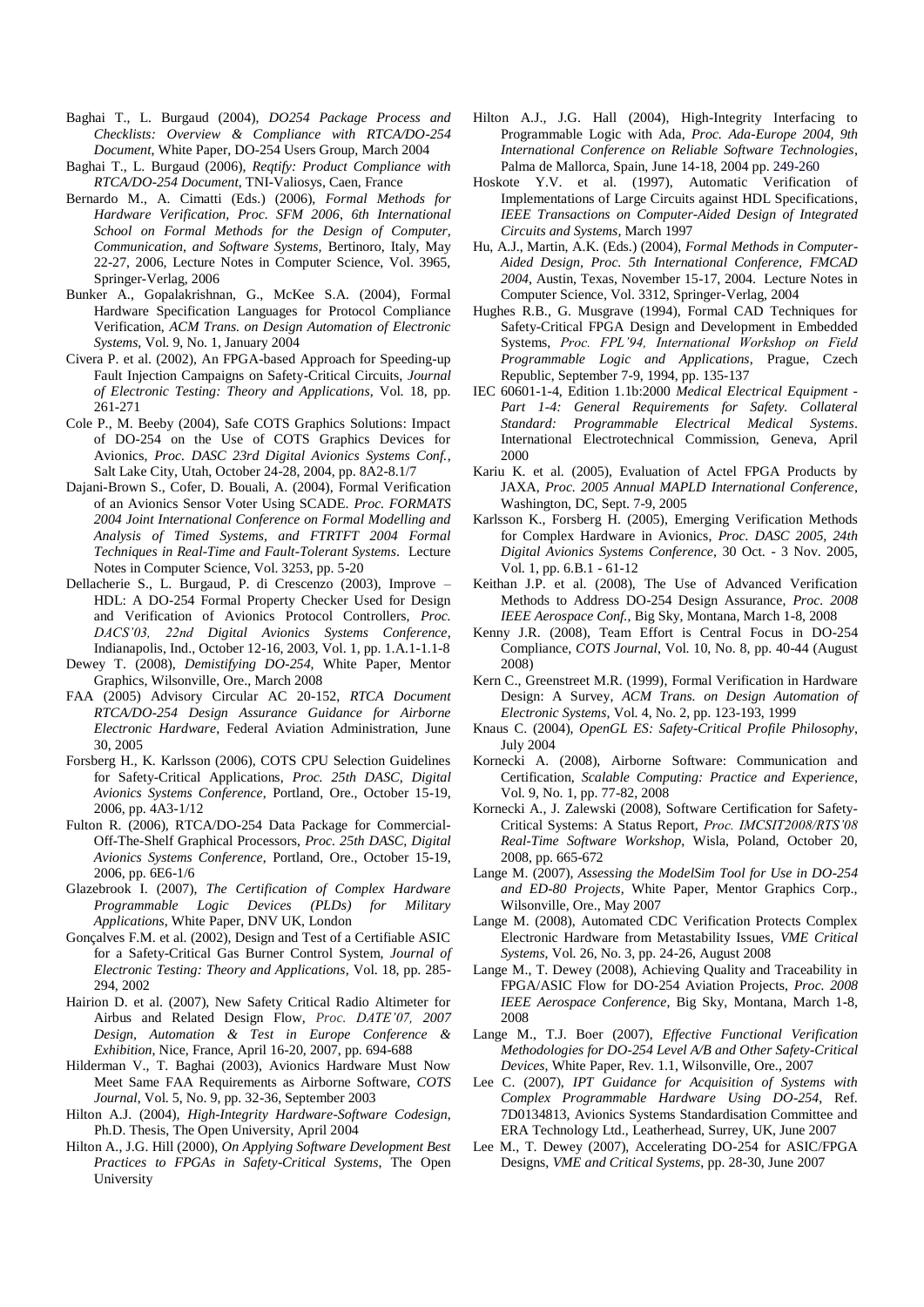Baghai T., L. Burgaud (2004), *DO254 Package Process and Checklists: Overview & Compliance with RTCA/DO-254 Document*, White Paper, DO-254 Users Group, March 2004

Baghai T., L. Burgaud (2006), *Reqtify: Product Compliance with RTCA/DO-254 Document*, TNI-Valiosys, Caen, France

Bernardo M., A. Cimatti (Eds.) (2006), *Formal Methods for Hardware Verification, Proc. SFM 2006, 6th International School on Formal Methods for the Design of Computer, Communication, and Software Systems*, Bertinoro, Italy, May 22-27, 2006, Lecture Notes in Computer Science, Vol. 3965, Springer-Verlag, 2006

Bunker A., Gopalakrishnan, G., McKee S.A. (2004), Formal Hardware Specification Languages for Protocol Compliance Verification, *ACM Trans. on Design Automation of Electronic Systems*, Vol. 9, No. 1, January 2004

Civera P. et al. (2002), An FPGA-based Approach for Speeding-up Fault Injection Campaigns on Safety-Critical Circuits, *Journal of Electronic Testing: Theory and Applications*, Vol. 18, pp. 261-271

Cole P., M. Beeby (2004), Safe COTS Graphics Solutions: Impact of DO-254 on the Use of COTS Graphics Devices for Avionics, *Proc. DASC 23rd Digital Avionics Systems Conf.*, Salt Lake City, Utah, October 24-28, 2004, pp. 8A2-8.1/7

Dajani-Brown S., Cofer, D. Bouali, A. (2004), Formal Verification of an Avionics Sensor Voter Using SCADE. *Proc. FORMATS 2004 Joint International Conference on Formal Modelling and Analysis of Timed Systems, and FTRTFT 2004 Formal Techniques in Real-Time and Fault-Tolerant Systems*. Lecture Notes in Computer Science, Vol. 3253, pp. 5-20

Dellacherie S., L. Burgaud, P. di Crescenzo (2003), Improve – HDL: A DO-254 Formal Property Checker Used for Design and Verification of Avionics Protocol Controllers, *Proc. DACS'03, 22nd Digital Avionics Systems Conference*, Indianapolis, Ind., October 12-16, 2003, Vol. 1, pp. 1.A.1-1.1-8

Dewey T. (2008), *Demistifying DO-254*, White Paper, Mentor Graphics, Wilsonville, Ore., March 2008

FAA (2005) Advisory Circular AC 20-152, *RTCA Document RTCA/DO-254 Design Assurance Guidance for Airborne Electronic Hardware*, Federal Aviation Administration, June 30, 2005

Forsberg H., K. Karlsson (2006), COTS CPU Selection Guidelines for Safety-Critical Applications, *Proc. 25th DASC, Digital Avionics Systems Conference*, Portland, Ore., October 15-19, 2006, pp. 4A3-1/12

Fulton R. (2006), RTCA/DO-254 Data Package for Commercial-Off-The-Shelf Graphical Processors, *Proc. 25th DASC, Digital Avionics Systems Conference*, Portland, Ore., October 15-19, 2006, pp. 6E6-1/6

Glazebrook I. (2007), *The Certification of Complex Hardware Programmable Logic Devices (PLDs) for Military Applications*, White Paper, DNV UK, London

Gonçalves F.M. et al. (2002), Design and Test of a Certifiable ASIC for a Safety-Critical Gas Burner Control System, *Journal of Electronic Testing: Theory and Applications*, Vol. 18, pp. 285-294, 2002

Hairion D. et al. (2007), New Safety Critical Radio Altimeter for Airbus and Related Design Flow, *Proc. DATE'07, 2007 Design, Automation & Test in Europe Conference & Exhibition*, Nice, France, April 16-20, 2007, pp. 694-688

Hilderman V., T. Baghai (2003), Avionics Hardware Must Now Meet Same FAA Requirements as Airborne Software, *COTS Journal*, Vol. 5, No. 9, pp. 32-36, September 2003

Hilton A.J. (2004), *High-Integrity Hardware-Software Codesign*, Ph.D. Thesis, The Open University, April 2004

Hilton A., J.G. Hill (2000), *On Applying Software Development Best Practices to FPGAs in Safety-Critical Systems*, The Open University

Hilton A.J., J.G. Hall (2004), High-Integrity Interfacing to Programmable Logic with Ada, *Proc. Ada-Europe 2004, 9th International Conference on Reliable Software Technologies*, Palma de Mallorca, Spain, June 14-18, 2004 pp. 249-260

Hoskote Y.V. et al. (1997), Automatic Verification of Implementations of Large Circuits against HDL Specifications, *IEEE Transactions on Computer-Aided Design of Integrated Circuits and Systems*, March 1997

Hu, A.J., Martin, A.K. (Eds.) (2004), *Formal Methods in Computer-Aided Design, Proc. 5th International Conference, FMCAD 2004*, Austin, Texas, November 15-17, 2004. Lecture Notes in Computer Science, Vol. 3312, Springer-Verlag, 2004

Hughes R.B., G. Musgrave (1994), Formal CAD Techniques for Safety-Critical FPGA Design and Development in Embedded Systems, *Proc. FPL'94, International Workshop on Field Programmable Logic and Applications*, Prague, Czech Republic, September 7-9, 1994, pp. 135-137

IEC 60601-1-4, Edition 1.1b:2000 *Medical Electrical Equipment - Part 1-4: General Requirements for Safety. Collateral Standard: Programmable Electrical Medical Systems*. International Electrotechnical Commission, Geneva, April 2000

Kariu K. et al. (2005), Evaluation of Actel FPGA Products by JAXA, *Proc. 2005 Annual MAPLD International Conference*, Washington, DC, Sept. 7-9, 2005

Karlsson K., Forsberg H. (2005), Emerging Verification Methods for Complex Hardware in Avionics, *Proc. DASC 2005, 24th Digital Avionics Systems Conference*, 30 Oct. - 3 Nov. 2005, Vol. 1, pp. 6.B.1 - 61-12

Keithan J.P. et al. (2008), The Use of Advanced Verification Methods to Address DO-254 Design Assurance, *Proc. 2008 IEEE Aerospace Conf.*, Big Sky, Montana, March 1-8, 2008

Kenny J.R. (2008), Team Effort is Central Focus in DO-254 Compliance, *COTS Journal*, Vol. 10, No. 8, pp. 40-44 (August 2008)

Kern C., Greenstreet M.R. (1999), Formal Verification in Hardware Design: A Survey, *ACM Trans. on Design Automation of Electronic Systems*, Vol. 4, No. 2, pp. 123-193, 1999

Knaus C. (2004), *OpenGL ES: Safety-Critical Profile Philosophy*, July 2004

Kornecki A. (2008), Airborne Software: Communication and Certification, *Scalable Computing: Practice and Experience*, Vol. 9, No. 1, pp. 77-82, 2008

Kornecki A., J. Zalewski (2008), Software Certification for Safety-Critical Systems: A Status Report, *Proc. IMCSIT2008/RTS'08 Real-Time Software Workshop*, Wisla, Poland, October 20, 2008, pp. 665-672

Lange M. (2007), *Assessing the ModelSim Tool for Use in DO-254 and ED-80 Projects*, White Paper, Mentor Graphics Corp., Wilsonville, Ore., May 2007

Lange M. (2008), Automated CDC Verification Protects Complex Electronic Hardware from Metastability Issues, *VME Critical Systems*, Vol. 26, No. 3, pp. 24-26, August 2008

Lange M., T. Dewey (2008), Achieving Quality and Traceability in FPGA/ASIC Flow for DO-254 Aviation Projects, *Proc. 2008 IEEE Aerospace Conference*, Big Sky, Montana, March 1-8, 2008

Lange M., T.J. Boer (2007), *Effective Functional Verification Methodologies for DO-254 Level A/B and Other Safety-Critical Devices*, White Paper, Rev. 1.1, Wilsonville, Ore., 2007

Lee C. (2007), *IPT Guidance for Acquisition of Systems with Complex Programmable Hardware Using DO-254*, Ref. 7D0134813, Avionics Systems Standardisation Committee and ERA Technology Ltd., Leatherhead, Surrey, UK, June 2007

Lee M., T. Dewey (2007), Accelerating DO-254 for ASIC/FPGA Designs, *VME and Critical Systems*, pp. 28-30, June 2007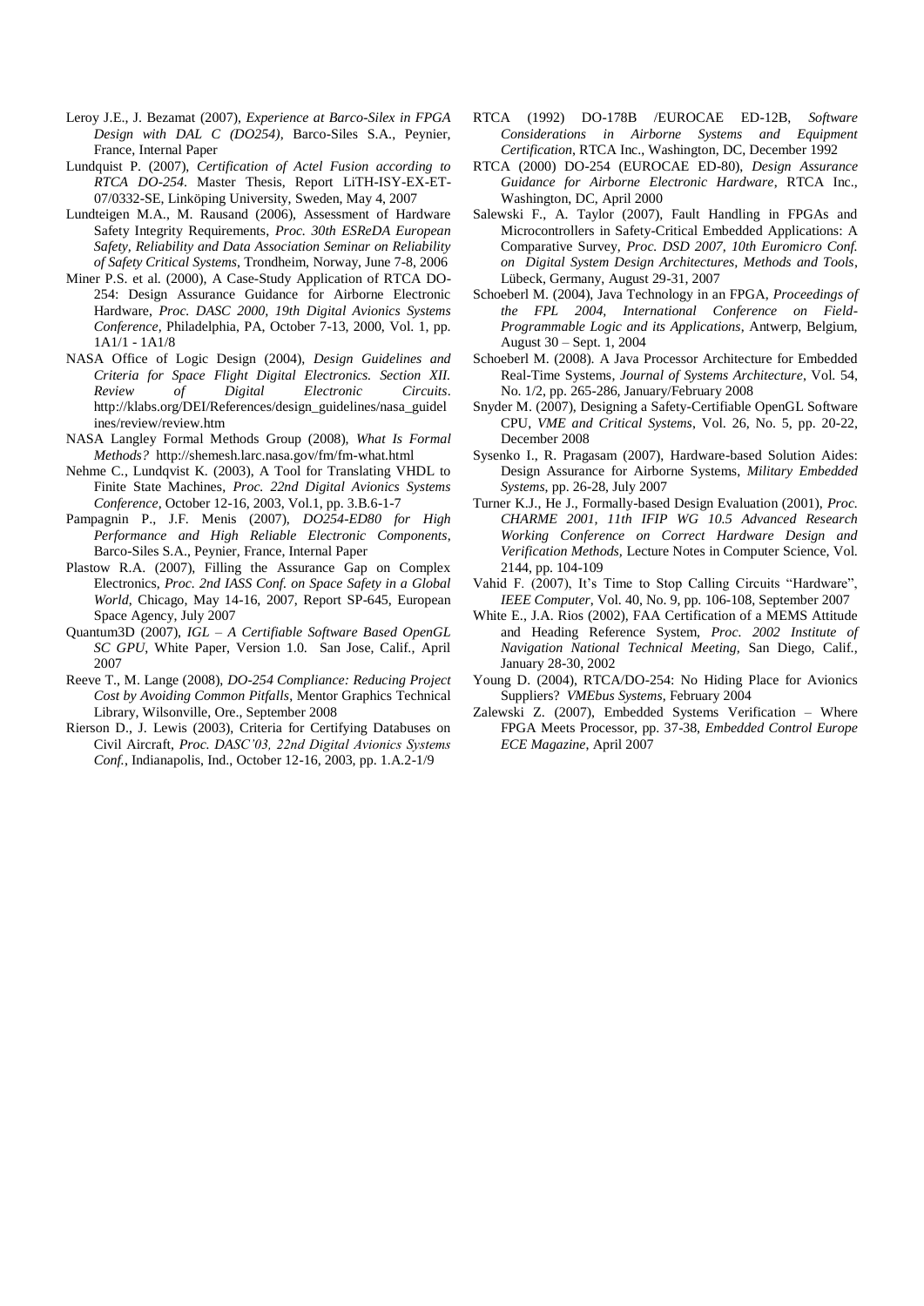Leroy J.E., J. Bezamat (2007), *Experience at Barco-Silex in FPGA Design with DAL C (DO254)*, Barco-Siles S.A., Peynier, France, Internal Paper

Lundquist P. (2007), *Certification of Actel Fusion according to RTCA DO-254*. Master Thesis, Report LiTH-ISY-EX-ET-07/0332-SE, Linköping University, Sweden, May 4, 2007

Lundteigen M.A., M. Rausand (2006), Assessment of Hardware Safety Integrity Requirements, *Proc. 30th ESReDA European Safety, Reliability and Data Association Seminar on Reliability of Safety Critical Systems*, Trondheim, Norway, June 7-8, 2006

Miner P.S. et al. (2000), A Case-Study Application of RTCA DO-254: Design Assurance Guidance for Airborne Electronic Hardware, *Proc. DASC 2000, 19th Digital Avionics Systems Conference*, Philadelphia, PA, October 7-13, 2000, Vol. 1, pp. 1A1/1 - 1A1/8

NASA Office of Logic Design (2004), *Design Guidelines and Criteria for Space Flight Digital Electronics. Section XII. Review of Digital Electronic Circuits*. http://klabs.org/DEI/References/design_guidelines/nasa_guidelines/review/review.htm

NASA Langley Formal Methods Group (2008), *What Is Formal Methods?* http://shemesh.larc.nasa.gov/fm/fm-what.html

Nehme C., Lundqvist K. (2003), A Tool for Translating VHDL to Finite State Machines, *Proc. 22nd Digital Avionics Systems Conference*, October 12-16, 2003, Vol.1, pp. 3.B.6-1-7

Pampagnin P., J.F. Menis (2007), *DO254-ED80 for High Performance and High Reliable Electronic Components*, Barco-Siles S.A., Peynier, France, Internal Paper

Plastow R.A. (2007), Filling the Assurance Gap on Complex Electronics, *Proc. 2nd IASS Conf. on Space Safety in a Global World*, Chicago, May 14-16, 2007, Report SP-645, European Space Agency, July 2007

Quantum3D (2007), *IGL – A Certifiable Software Based OpenGL SC GPU*, White Paper, Version 1.0. San Jose, Calif., April 2007

Reeve T., M. Lange (2008), *DO-254 Compliance: Reducing Project Cost by Avoiding Common Pitfalls*, Mentor Graphics Technical Library, Wilsonville, Ore., September 2008

Rierson D., J. Lewis (2003), Criteria for Certifying Databuses on Civil Aircraft, *Proc. DASC'03, 22nd Digital Avionics Systems Conf.*, Indianapolis, Ind., October 12-16, 2003, pp. 1.A.2-1/9

RTCA (1992) DO-178B /EUROCAE ED-12B, *Software Considerations in Airborne Systems and Equipment Certification*, RTCA Inc., Washington, DC, December 1992

RTCA (2000) DO-254 (EUROCAE ED-80), *Design Assurance Guidance for Airborne Electronic Hardware*, RTCA Inc., Washington, DC, April 2000

Salewski F., A. Taylor (2007), Fault Handling in FPGAs and Microcontrollers in Safety-Critical Embedded Applications: A Comparative Survey, *Proc. DSD 2007, 10th Euromicro Conf. on Digital System Design Architectures, Methods and Tools*, Lübeck, Germany, August 29-31, 2007

Schoeberl M. (2004), Java Technology in an FPGA, *Proceedings of the FPL 2004, International Conference on Field-Programmable Logic and its Applications*, Antwerp, Belgium, August 30 – Sept. 1, 2004

Schoeberl M. (2008). A Java Processor Architecture for Embedded Real-Time Systems, *Journal of Systems Architecture*, Vol. 54, No. 1/2, pp. 265-286, January/February 2008

Snyder M. (2007), Designing a Safety-Certifiable OpenGL Software CPU, *VME and Critical Systems*, Vol. 26, No. 5, pp. 20-22, December 2008

Sysenko I., R. Pragasam (2007), Hardware-based Solution Aides: Design Assurance for Airborne Systems, *Military Embedded Systems*, pp. 26-28, July 2007

Turner K.J., He J., Formally-based Design Evaluation (2001), *Proc. CHARME 2001, 11th IFIP WG 10.5 Advanced Research Working Conference on Correct Hardware Design and Verification Methods*, Lecture Notes in Computer Science, Vol. 2144, pp. 104-109

Vahid F. (2007), It's Time to Stop Calling Circuits "Hardware", *IEEE Computer*, Vol. 40, No. 9, pp. 106-108, September 2007

White E., J.A. Rios (2002), FAA Certification of a MEMS Attitude and Heading Reference System, *Proc. 2002 Institute of Navigation National Technical Meeting*, San Diego, Calif., January 28-30, 2002

Young D. (2004), RTCA/DO-254: No Hiding Place for Avionics Suppliers? *VMEbus Systems*, February 2004

Zalewski Z. (2007), Embedded Systems Verification – Where FPGA Meets Processor, pp. 37-38, *Embedded Control Europe ECE Magazine*, April 2007